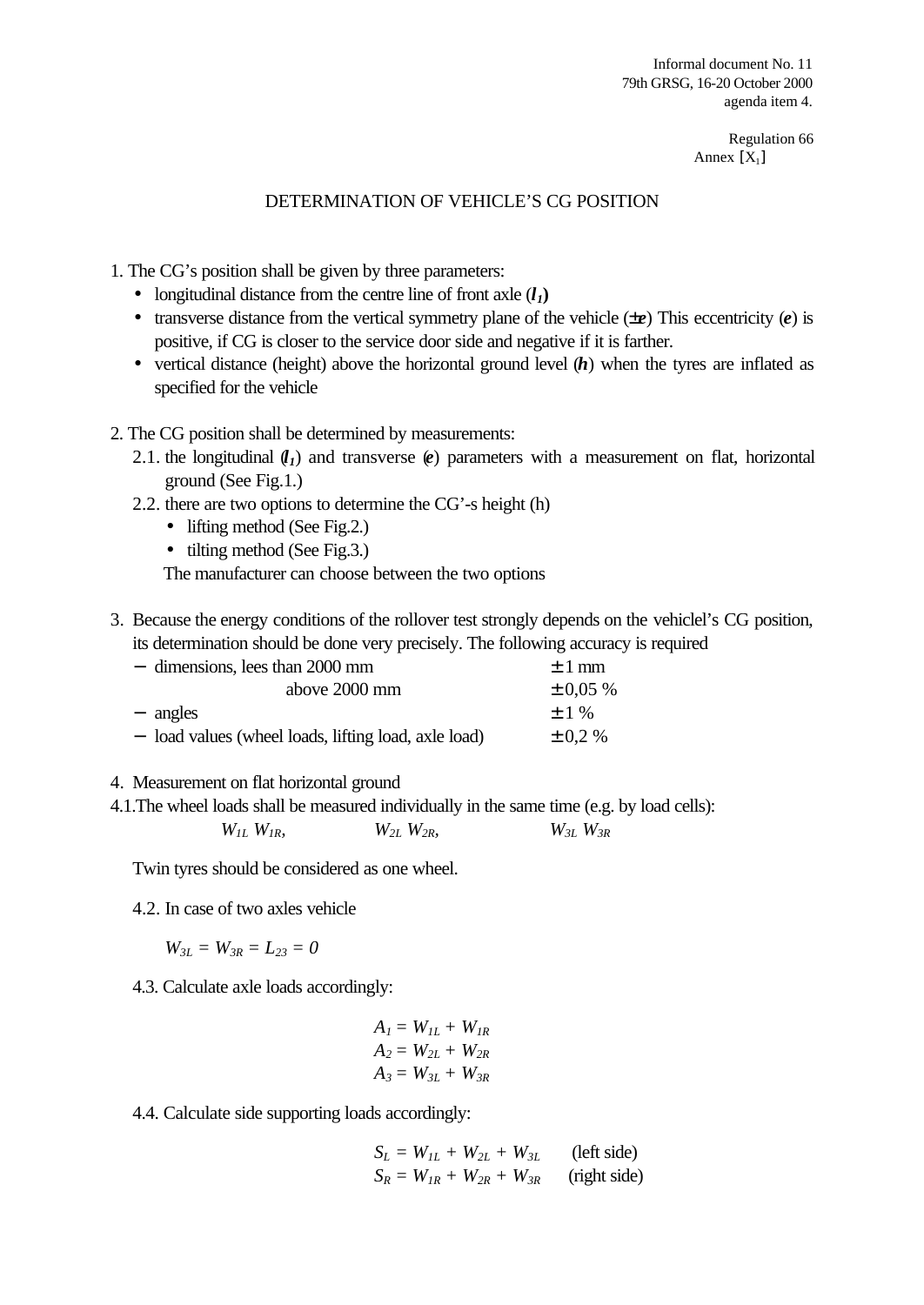Informal document No. 11
79th GRSG, 16-20 October 2000
agenda item 4.

Regulation 66
Annex [$X_1$]

# DETERMINATION OF VEHICLE'S CG POSITION

1. The CG's position shall be given by three parameters:
   - longitudinal distance from the centre line of front axle (***$l_1$***)
   - transverse distance from the vertical symmetry plane of the vehicle (±***e***) This eccentricity (***e***) is positive, if CG is closer to the service door side and negative if it is farther.
   - vertical distance (height) above the horizontal ground level (***h***) when the tyres are inflated as specified for the vehicle

2. The CG position shall be determined by measurements:
   2.1. the longitudinal (***$l_1$***) and transverse (***e***) parameters with a measurement on flat, horizontal ground (See Fig.1.)
   2.2. there are two options to determine the CG'-s height (h)
   - lifting method (See Fig.2.)
   - tilting method (See Fig.3.)

   The manufacturer can choose between the two options

3. Because the energy conditions of the rollover test strongly depends on the vehiclel's CG position, its determination should be done very precisely. The following accuracy is required

| | |
|---|---|
| − dimensions, lees than 2000 mm | ± 1 mm |
| above 2000 mm | ± 0,05 % |
| − angles | ± 1 % |
| − load values (wheel loads, lifting load, axle load) | ± 0,2 % |

4. Measurement on flat horizontal ground

4.1.The wheel loads shall be measured individually in the same time (e.g. by load cells):

$W_{1L}$ $W_{1R}$, $W_{2L}$ $W_{2R}$, $W_{3L}$ $W_{3R}$

Twin tyres should be considered as one wheel.

4.2. In case of two axles vehicle

$W_{3L} = W_{3R} = L_{23} = 0$

4.3. Calculate axle loads accordingly:

$$A_1 = W_{1L} + W_{1R}$$
$$A_2 = W_{2L} + W_{2R}$$
$$A_3 = W_{3L} + W_{3R}$$

4.4. Calculate side supporting loads accordingly:

$$S_L = W_{1L} + W_{2L} + W_{3L} \quad \text{(left side)}$$
$$S_R = W_{1R} + W_{2R} + W_{3R} \quad \text{(right side)}$$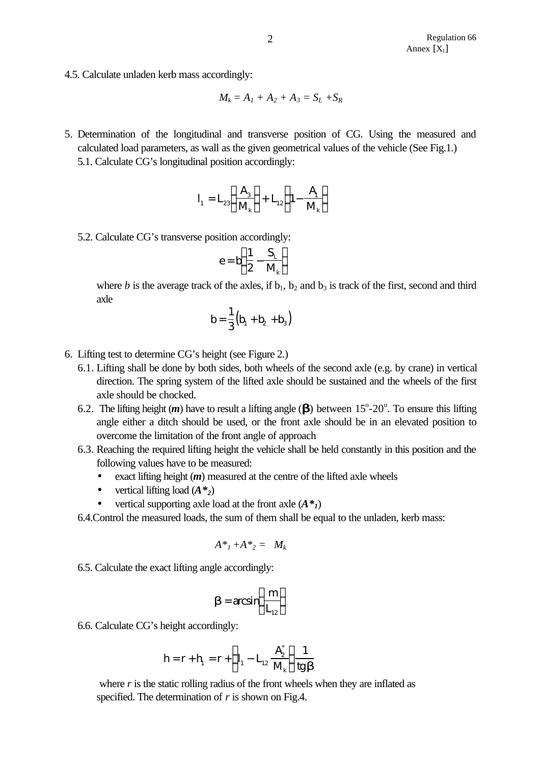4.5. Calculate unladen kerb mass accordingly:

$$M_k = A_1 + A_2 + A_3 = S_L + S_R$$

5. Determination of the longitudinal and transverse position of CG. Using the measured and calculated load parameters, as wall as the given geometrical values of the vehicle (See Fig.1.)
   5.1. Calculate CG's longitudinal position accordingly:

$$l_1 = L_{23}\left(\frac{A_3}{M_k}\right) + L_{12}\left(1 - \frac{A_1}{M_k}\right)$$

   5.2. Calculate CG's transverse position accordingly:

$$e = b\left(\frac{1}{2} - \frac{S_L}{M_k}\right)$$

   where $b$ is the average track of the axles, if $b_1$, $b_2$ and $b_3$ is track of the first, second and third axle

$$b = \frac{1}{3}\left(b_1 + b_2 + b_3\right)$$

6. Lifting test to determine CG's height (see Figure 2.)
   6.1. Lifting shall be done by both sides, both wheels of the second axle (e.g. by crane) in vertical direction. The spring system of the lifted axle should be sustained and the wheels of the first axle should be chocked.
   6.2. The lifting height (***m***) have to result a lifting angle ($\beta$) between 15°-20°. To ensure this lifting angle either a ditch should be used, or the front axle should be in an elevated position to overcome the limitation of the front angle of approach
   6.3. Reaching the required lifting height the vehicle shall be held constantly in this position and the following values have to be measured:
   - exact lifting height (***m***) measured at the centre of the lifted axle wheels
   - vertical lifting load ($A^*_2$)
   - vertical supporting axle load at the front axle ($A^*_1$)

   6.4. Control the measured loads, the sum of them shall be equal to the unladen, kerb mass:

$$A^*_1 + A^*_2 = M_k$$

   6.5. Calculate the exact lifting angle accordingly:

$$\beta = \arcsin\left(\frac{m}{L_{12}}\right)$$

   6.6. Calculate CG's height accordingly:

$$h = r + h_1 = r + \left(l_1 - L_{12}\frac{A_2^*}{M_k}\right)\frac{1}{\operatorname{tg}\beta}$$

   where $r$ is the static rolling radius of the front wheels when they are inflated as specified. The determination of $r$ is shown on Fig.4.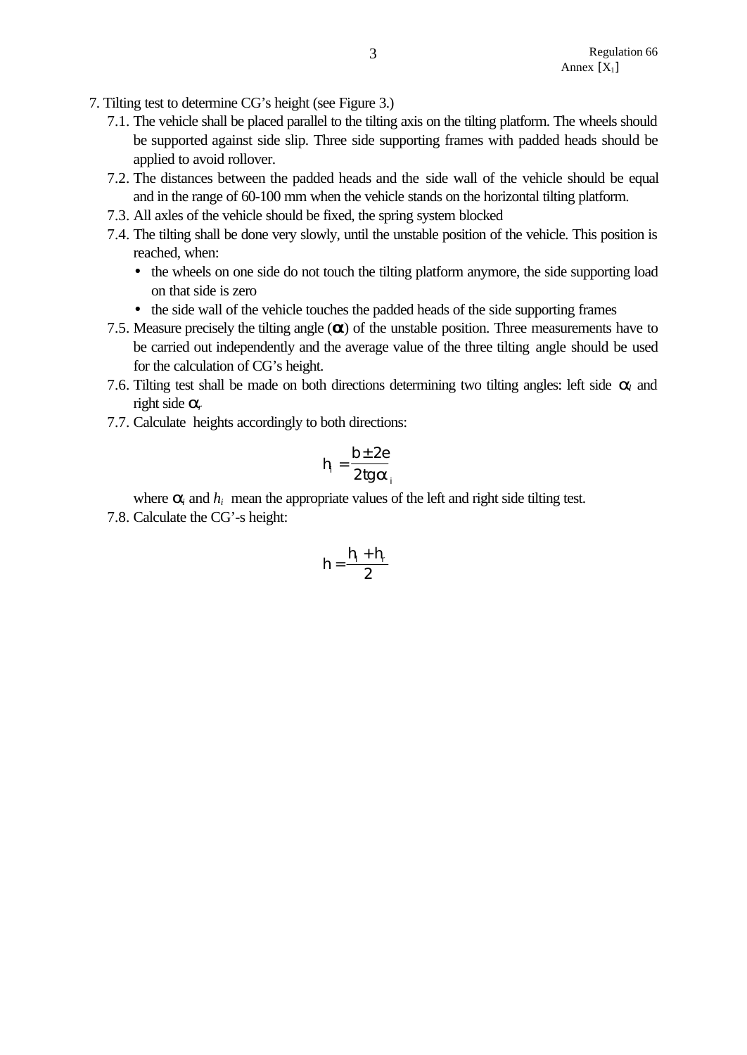7. Tilting test to determine CG's height (see Figure 3.)

7.1. The vehicle shall be placed parallel to the tilting axis on the tilting platform. The wheels should be supported against side slip. Three side supporting frames with padded heads should be applied to avoid rollover.

7.2. The distances between the padded heads and the side wall of the vehicle should be equal and in the range of 60-100 mm when the vehicle stands on the horizontal tilting platform.

7.3. All axles of the vehicle should be fixed, the spring system blocked

7.4. The tilting shall be done very slowly, until the unstable position of the vehicle. This position is reached, when:

- the wheels on one side do not touch the tilting platform anymore, the side supporting load on that side is zero
- the side wall of the vehicle touches the padded heads of the side supporting frames

7.5. Measure precisely the tilting angle ($\alpha$) of the unstable position. Three measurements have to be carried out independently and the average value of the three tilting angle should be used for the calculation of CG's height.

7.6. Tilting test shall be made on both directions determining two tilting angles: left side $\alpha_l$ and right side $\alpha_r$

7.7. Calculate heights accordingly to both directions:

$$h_i = \frac{b \pm 2e}{2tg\alpha_i}$$

where $\alpha_i$ and $h_i$ mean the appropriate values of the left and right side tilting test.

7.8. Calculate the CG'-s height:

$$h = \frac{h_l + h_r}{2}$$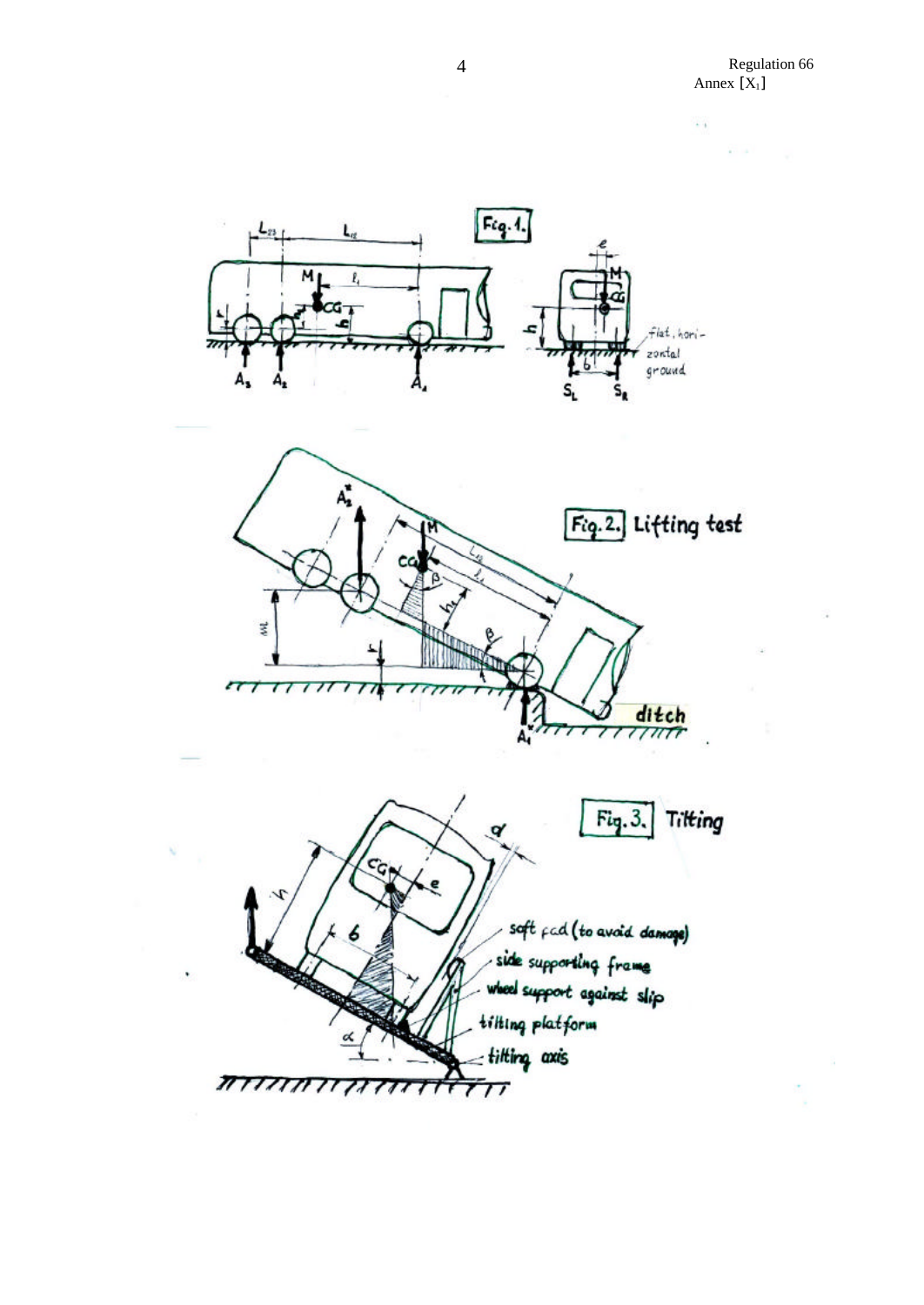Fig. 1.

flat, horizontal ground

Fig. 2. Lifting test

ditch

Fig. 3. Tilting

soft pad (to avoid damage)

side supporting frame

wheel support against slip

tilting platform

tilting axis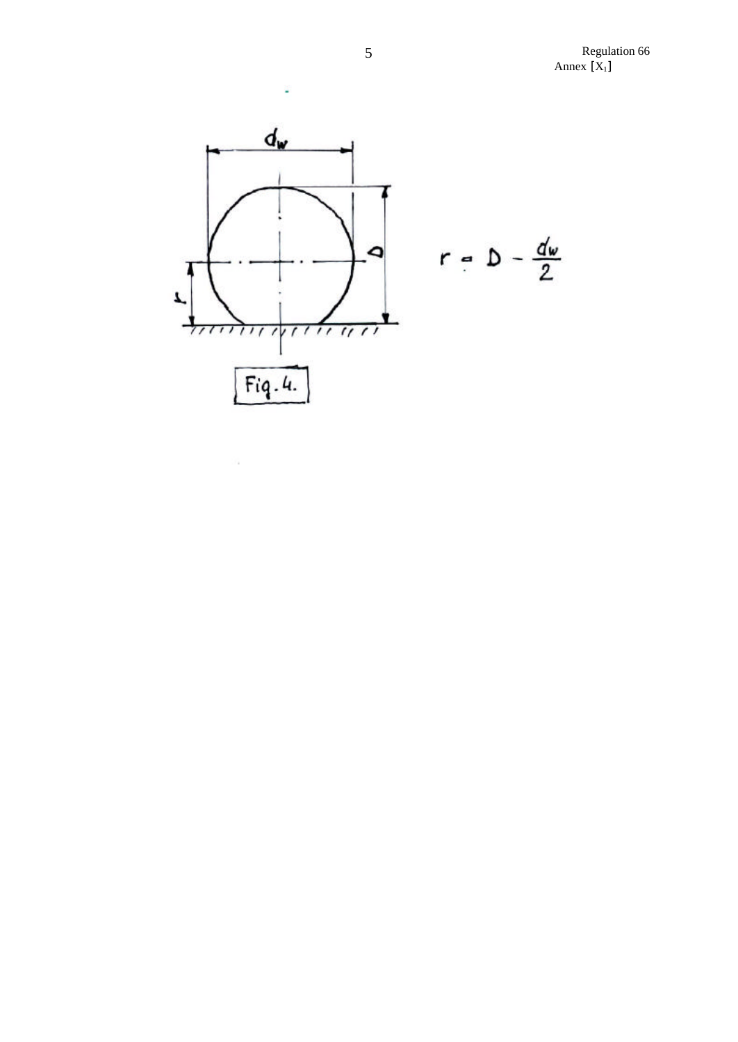$d_w$

$D$

$r$

$$r = D - \frac{d_w}{2}$$

Fig. 4.